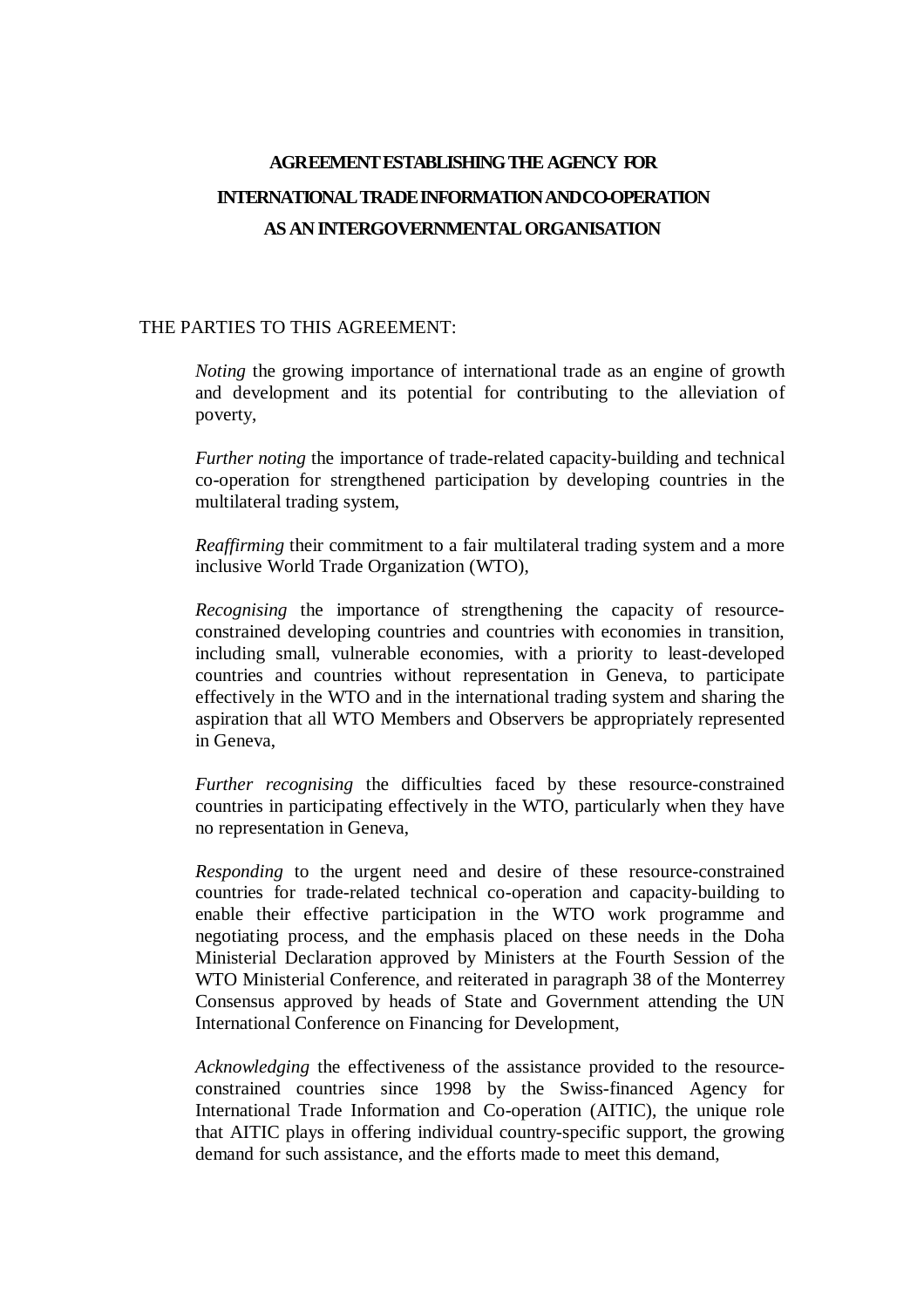# AGREEMENT ESTABLISHING THE AGENCY FOR INTERNATIONAL TRADE INFORMATION AND CO-OPERATION AS AN INTERGOVERNMENTAL ORGANISATION

THE PARTIES TO THIS AGREEMENT:

*Noting* the growing importance of international trade as an engine of growth and development and its potential for contributing to the alleviation of poverty,

*Further noting* the importance of trade-related capacity-building and technical co-operation for strengthened participation by developing countries in the multilateral trading system,

*Reaffirming* their commitment to a fair multilateral trading system and a more inclusive World Trade Organization (WTO),

*Recognising* the importance of strengthening the capacity of resource-constrained developing countries and countries with economies in transition, including small, vulnerable economies, with a priority to least-developed countries and countries without representation in Geneva, to participate effectively in the WTO and in the international trading system and sharing the aspiration that all WTO Members and Observers be appropriately represented in Geneva,

*Further recognising* the difficulties faced by these resource-constrained countries in participating effectively in the WTO, particularly when they have no representation in Geneva,

*Responding* to the urgent need and desire of these resource-constrained countries for trade-related technical co-operation and capacity-building to enable their effective participation in the WTO work programme and negotiating process, and the emphasis placed on these needs in the Doha Ministerial Declaration approved by Ministers at the Fourth Session of the WTO Ministerial Conference, and reiterated in paragraph 38 of the Monterrey Consensus approved by heads of State and Government attending the UN International Conference on Financing for Development,

*Acknowledging* the effectiveness of the assistance provided to the resource-constrained countries since 1998 by the Swiss-financed Agency for International Trade Information and Co-operation (AITIC), the unique role that AITIC plays in offering individual country-specific support, the growing demand for such assistance, and the efforts made to meet this demand,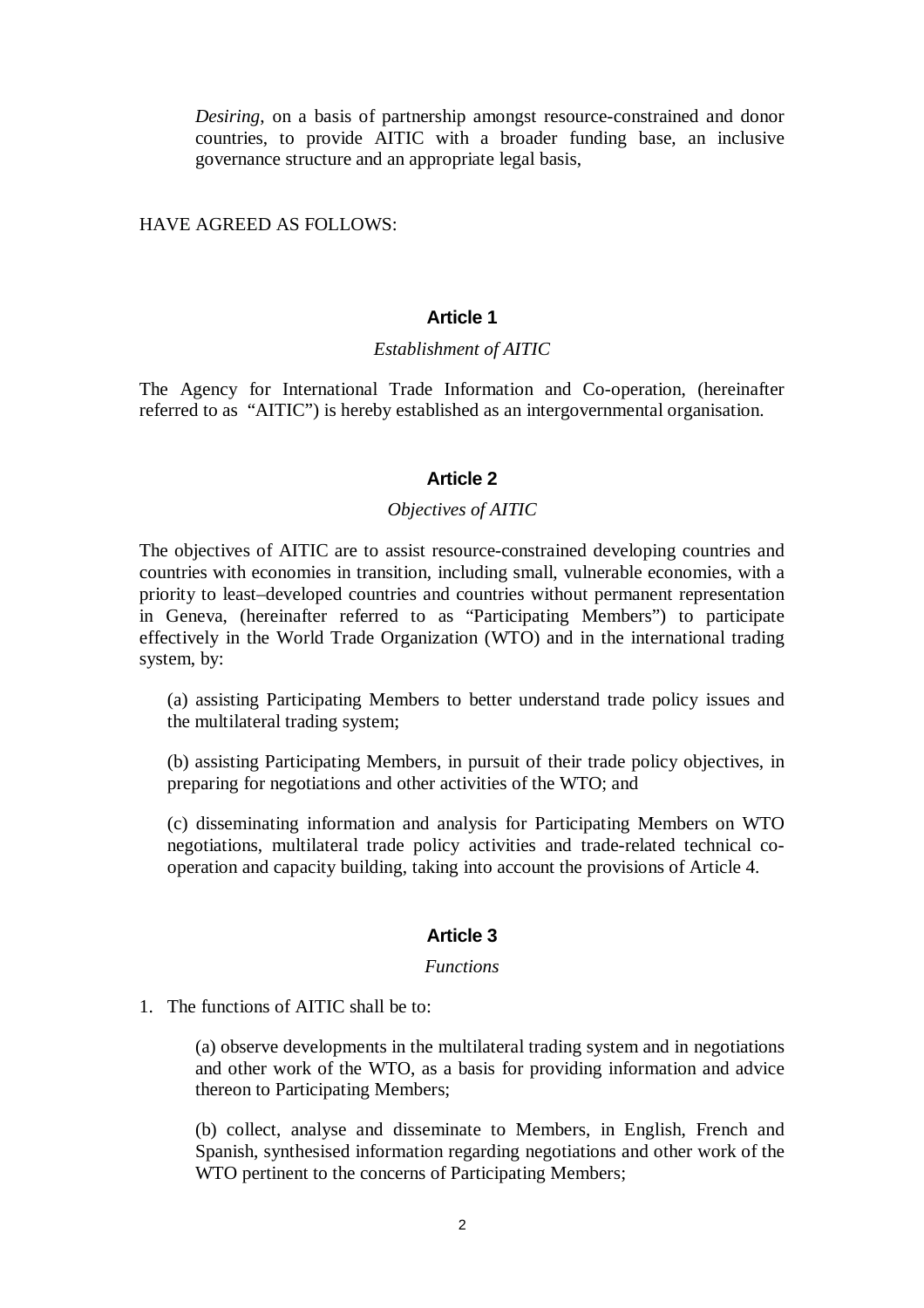*Desiring*, on a basis of partnership amongst resource-constrained and donor countries, to provide AITIC with a broader funding base, an inclusive governance structure and an appropriate legal basis,

HAVE AGREED AS FOLLOWS:

### Article 1

*Establishment of AITIC*

The Agency for International Trade Information and Co-operation, (hereinafter referred to as "AITIC") is hereby established as an intergovernmental organisation.

### Article 2

*Objectives of AITIC*

The objectives of AITIC are to assist resource-constrained developing countries and countries with economies in transition, including small, vulnerable economies, with a priority to least–developed countries and countries without permanent representation in Geneva, (hereinafter referred to as "Participating Members") to participate effectively in the World Trade Organization (WTO) and in the international trading system, by:

(a) assisting Participating Members to better understand trade policy issues and the multilateral trading system;

(b) assisting Participating Members, in pursuit of their trade policy objectives, in preparing for negotiations and other activities of the WTO; and

(c) disseminating information and analysis for Participating Members on WTO negotiations, multilateral trade policy activities and trade-related technical co-operation and capacity building, taking into account the provisions of Article 4.

### Article 3

*Functions*

1. The functions of AITIC shall be to:

   (a) observe developments in the multilateral trading system and in negotiations and other work of the WTO, as a basis for providing information and advice thereon to Participating Members;

   (b) collect, analyse and disseminate to Members, in English, French and Spanish, synthesised information regarding negotiations and other work of the WTO pertinent to the concerns of Participating Members;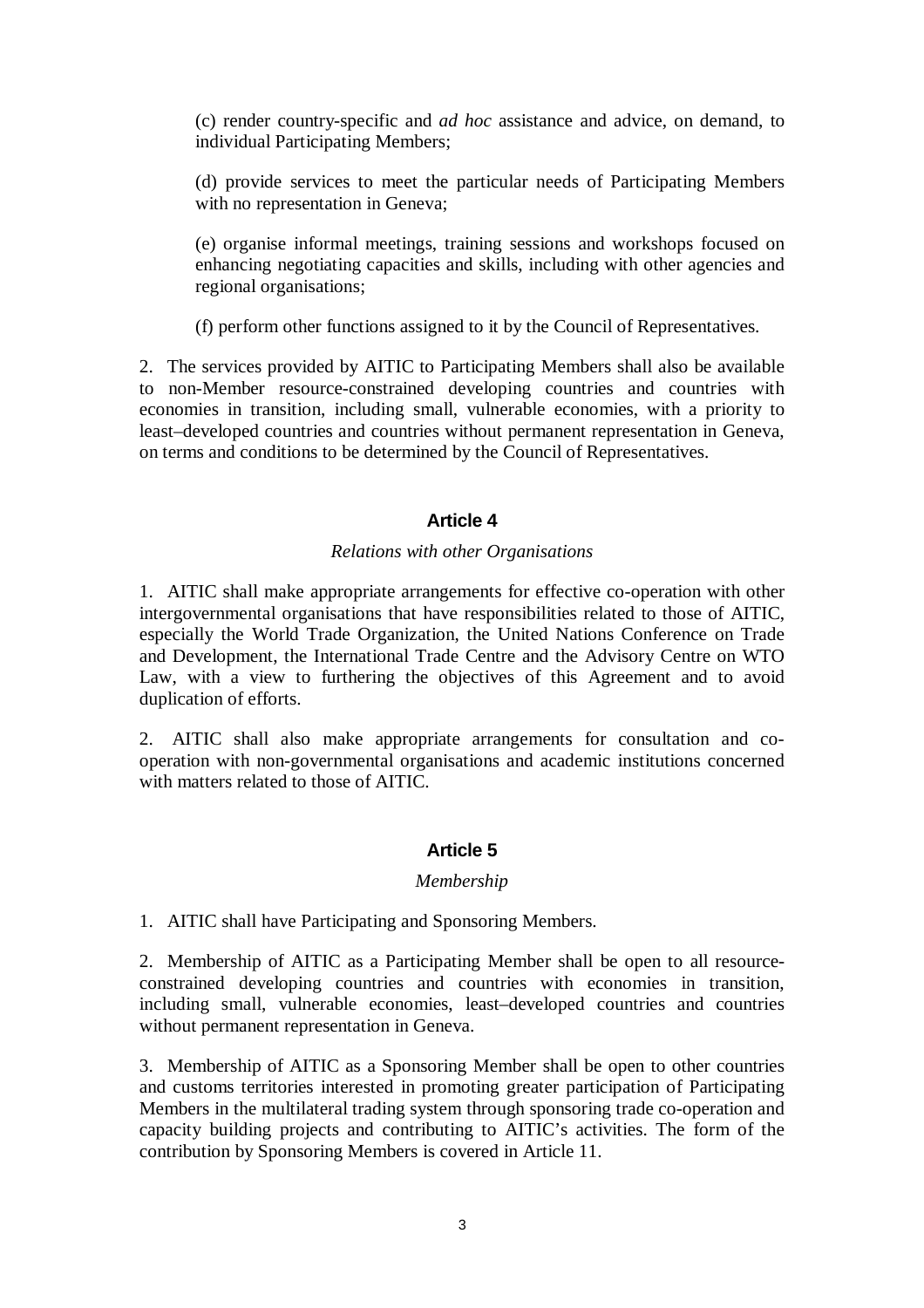(c) render country-specific and *ad hoc* assistance and advice, on demand, to individual Participating Members;

(d) provide services to meet the particular needs of Participating Members with no representation in Geneva;

(e) organise informal meetings, training sessions and workshops focused on enhancing negotiating capacities and skills, including with other agencies and regional organisations;

(f) perform other functions assigned to it by the Council of Representatives.

2. The services provided by AITIC to Participating Members shall also be available to non-Member resource-constrained developing countries and countries with economies in transition, including small, vulnerable economies, with a priority to least–developed countries and countries without permanent representation in Geneva, on terms and conditions to be determined by the Council of Representatives.

## Article 4

*Relations with other Organisations*

1. AITIC shall make appropriate arrangements for effective co-operation with other intergovernmental organisations that have responsibilities related to those of AITIC, especially the World Trade Organization, the United Nations Conference on Trade and Development, the International Trade Centre and the Advisory Centre on WTO Law, with a view to furthering the objectives of this Agreement and to avoid duplication of efforts.

2. AITIC shall also make appropriate arrangements for consultation and co-operation with non-governmental organisations and academic institutions concerned with matters related to those of AITIC.

## Article 5

*Membership*

1. AITIC shall have Participating and Sponsoring Members.

2. Membership of AITIC as a Participating Member shall be open to all resource-constrained developing countries and countries with economies in transition, including small, vulnerable economies, least–developed countries and countries without permanent representation in Geneva.

3. Membership of AITIC as a Sponsoring Member shall be open to other countries and customs territories interested in promoting greater participation of Participating Members in the multilateral trading system through sponsoring trade co-operation and capacity building projects and contributing to AITIC's activities. The form of the contribution by Sponsoring Members is covered in Article 11.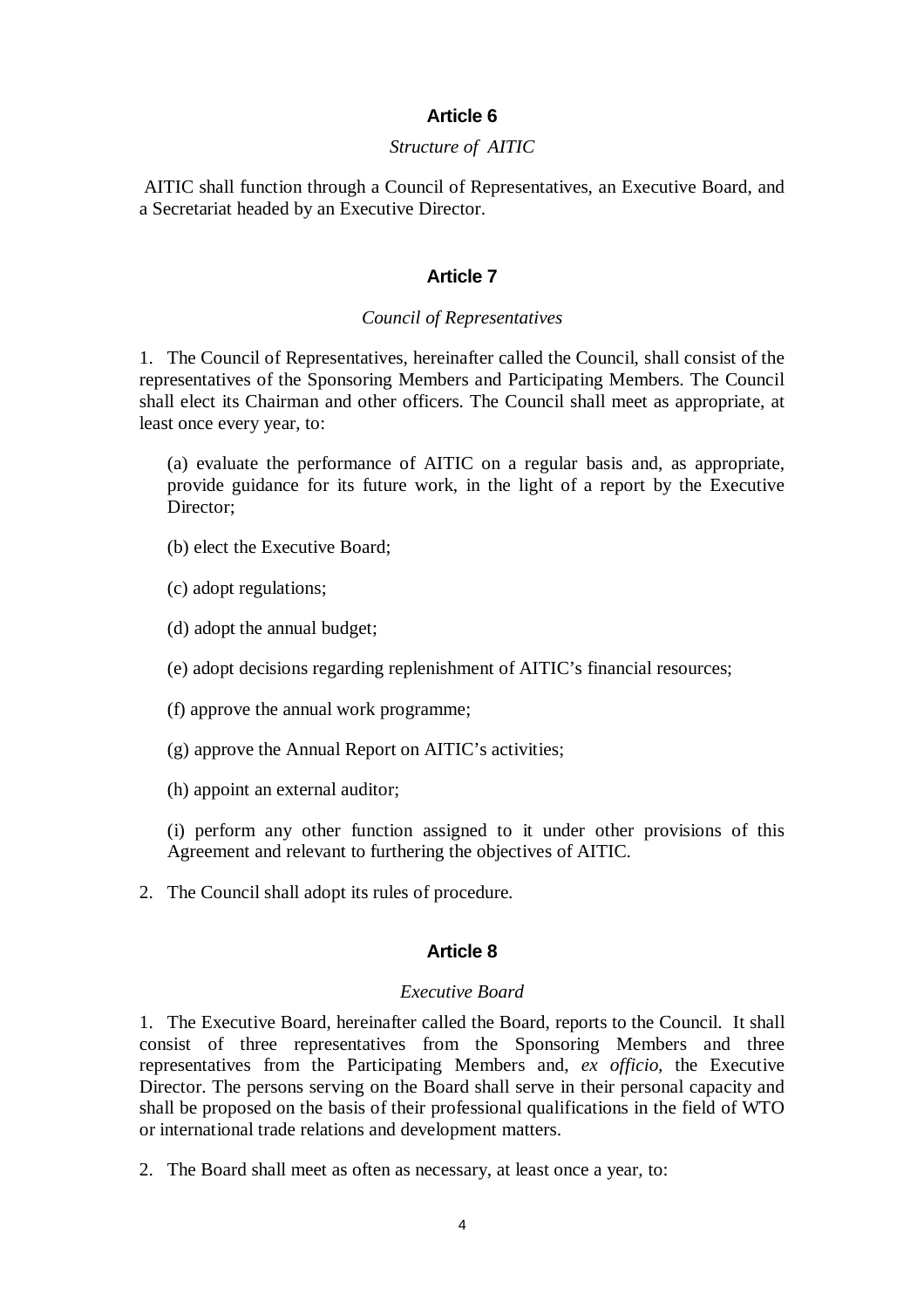## Article 6

*Structure of AITIC*

AITIC shall function through a Council of Representatives, an Executive Board, and a Secretariat headed by an Executive Director.

## Article 7

*Council of Representatives*

1. The Council of Representatives, hereinafter called the Council, shall consist of the representatives of the Sponsoring Members and Participating Members. The Council shall elect its Chairman and other officers. The Council shall meet as appropriate, at least once every year, to:

   (a) evaluate the performance of AITIC on a regular basis and, as appropriate, provide guidance for its future work, in the light of a report by the Executive Director;

   (b) elect the Executive Board;

   (c) adopt regulations;

   (d) adopt the annual budget;

   (e) adopt decisions regarding replenishment of AITIC's financial resources;

   (f) approve the annual work programme;

   (g) approve the Annual Report on AITIC's activities;

   (h) appoint an external auditor;

   (i) perform any other function assigned to it under other provisions of this Agreement and relevant to furthering the objectives of AITIC.

2. The Council shall adopt its rules of procedure.

## Article 8

*Executive Board*

1. The Executive Board, hereinafter called the Board, reports to the Council. It shall consist of three representatives from the Sponsoring Members and three representatives from the Participating Members and, *ex officio*, the Executive Director. The persons serving on the Board shall serve in their personal capacity and shall be proposed on the basis of their professional qualifications in the field of WTO or international trade relations and development matters.

2. The Board shall meet as often as necessary, at least once a year, to: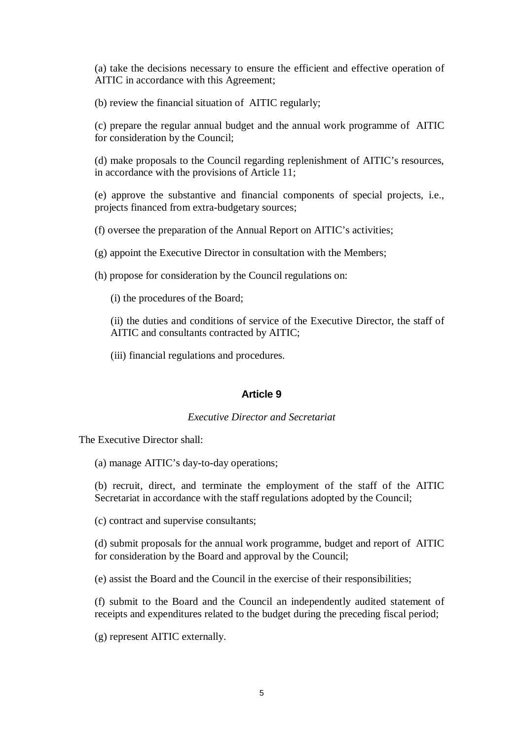(a) take the decisions necessary to ensure the efficient and effective operation of AITIC in accordance with this Agreement;

(b) review the financial situation of AITIC regularly;

(c) prepare the regular annual budget and the annual work programme of AITIC for consideration by the Council;

(d) make proposals to the Council regarding replenishment of AITIC's resources, in accordance with the provisions of Article 11;

(e) approve the substantive and financial components of special projects, i.e., projects financed from extra-budgetary sources;

(f) oversee the preparation of the Annual Report on AITIC's activities;

(g) appoint the Executive Director in consultation with the Members;

(h) propose for consideration by the Council regulations on:

(i) the procedures of the Board;

(ii) the duties and conditions of service of the Executive Director, the staff of AITIC and consultants contracted by AITIC;

(iii) financial regulations and procedures.

## Article 9

*Executive Director and Secretariat*

The Executive Director shall:

(a) manage AITIC's day-to-day operations;

(b) recruit, direct, and terminate the employment of the staff of the AITIC Secretariat in accordance with the staff regulations adopted by the Council;

(c) contract and supervise consultants;

(d) submit proposals for the annual work programme, budget and report of AITIC for consideration by the Board and approval by the Council;

(e) assist the Board and the Council in the exercise of their responsibilities;

(f) submit to the Board and the Council an independently audited statement of receipts and expenditures related to the budget during the preceding fiscal period;

(g) represent AITIC externally.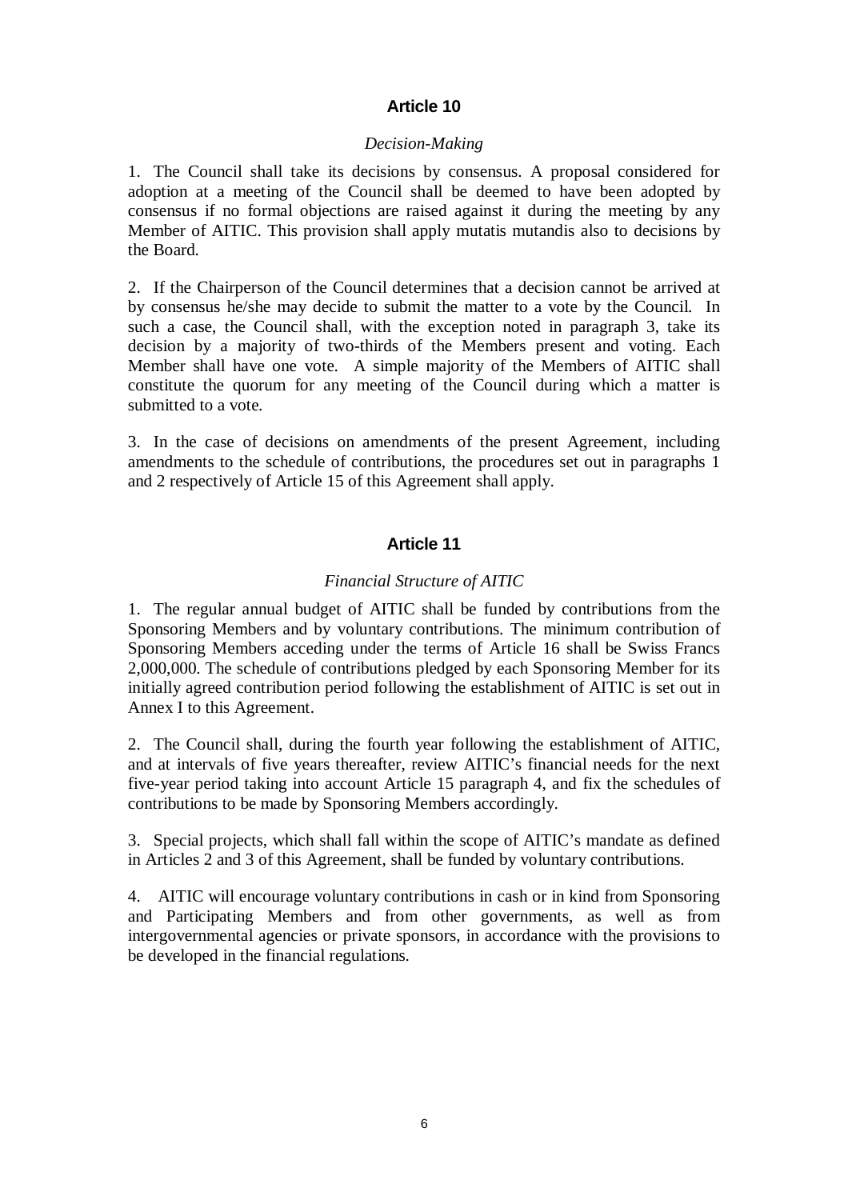## Article 10

*Decision-Making*

1. The Council shall take its decisions by consensus. A proposal considered for adoption at a meeting of the Council shall be deemed to have been adopted by consensus if no formal objections are raised against it during the meeting by any Member of AITIC. This provision shall apply mutatis mutandis also to decisions by the Board.

2. If the Chairperson of the Council determines that a decision cannot be arrived at by consensus he/she may decide to submit the matter to a vote by the Council. In such a case, the Council shall, with the exception noted in paragraph 3, take its decision by a majority of two-thirds of the Members present and voting. Each Member shall have one vote. A simple majority of the Members of AITIC shall constitute the quorum for any meeting of the Council during which a matter is submitted to a vote.

3. In the case of decisions on amendments of the present Agreement, including amendments to the schedule of contributions, the procedures set out in paragraphs 1 and 2 respectively of Article 15 of this Agreement shall apply.

## Article 11

*Financial Structure of AITIC*

1. The regular annual budget of AITIC shall be funded by contributions from the Sponsoring Members and by voluntary contributions. The minimum contribution of Sponsoring Members acceding under the terms of Article 16 shall be Swiss Francs 2,000,000. The schedule of contributions pledged by each Sponsoring Member for its initially agreed contribution period following the establishment of AITIC is set out in Annex I to this Agreement.

2. The Council shall, during the fourth year following the establishment of AITIC, and at intervals of five years thereafter, review AITIC's financial needs for the next five-year period taking into account Article 15 paragraph 4, and fix the schedules of contributions to be made by Sponsoring Members accordingly.

3. Special projects, which shall fall within the scope of AITIC's mandate as defined in Articles 2 and 3 of this Agreement, shall be funded by voluntary contributions.

4. AITIC will encourage voluntary contributions in cash or in kind from Sponsoring and Participating Members and from other governments, as well as from intergovernmental agencies or private sponsors, in accordance with the provisions to be developed in the financial regulations.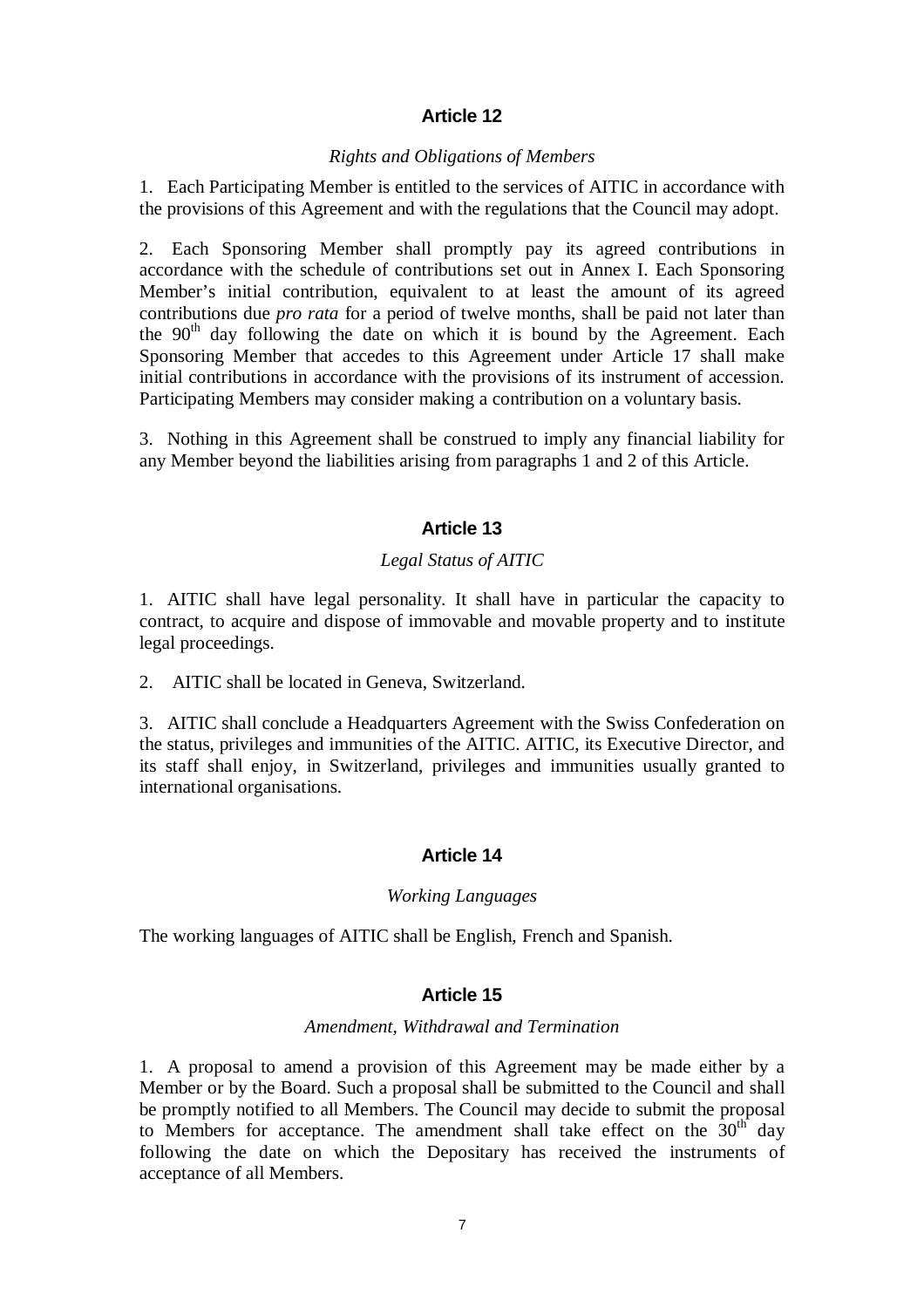## Article 12

*Rights and Obligations of Members*

1. Each Participating Member is entitled to the services of AITIC in accordance with the provisions of this Agreement and with the regulations that the Council may adopt.

2. Each Sponsoring Member shall promptly pay its agreed contributions in accordance with the schedule of contributions set out in Annex I. Each Sponsoring Member's initial contribution, equivalent to at least the amount of its agreed contributions due *pro rata* for a period of twelve months, shall be paid not later than the 90th day following the date on which it is bound by the Agreement. Each Sponsoring Member that accedes to this Agreement under Article 17 shall make initial contributions in accordance with the provisions of its instrument of accession. Participating Members may consider making a contribution on a voluntary basis.

3. Nothing in this Agreement shall be construed to imply any financial liability for any Member beyond the liabilities arising from paragraphs 1 and 2 of this Article.

## Article 13

*Legal Status of AITIC*

1. AITIC shall have legal personality. It shall have in particular the capacity to contract, to acquire and dispose of immovable and movable property and to institute legal proceedings.

2. AITIC shall be located in Geneva, Switzerland.

3. AITIC shall conclude a Headquarters Agreement with the Swiss Confederation on the status, privileges and immunities of the AITIC. AITIC, its Executive Director, and its staff shall enjoy, in Switzerland, privileges and immunities usually granted to international organisations.

## Article 14

*Working Languages*

The working languages of AITIC shall be English, French and Spanish.

## Article 15

*Amendment, Withdrawal and Termination*

1. A proposal to amend a provision of this Agreement may be made either by a Member or by the Board. Such a proposal shall be submitted to the Council and shall be promptly notified to all Members. The Council may decide to submit the proposal to Members for acceptance. The amendment shall take effect on the 30th day following the date on which the Depositary has received the instruments of acceptance of all Members.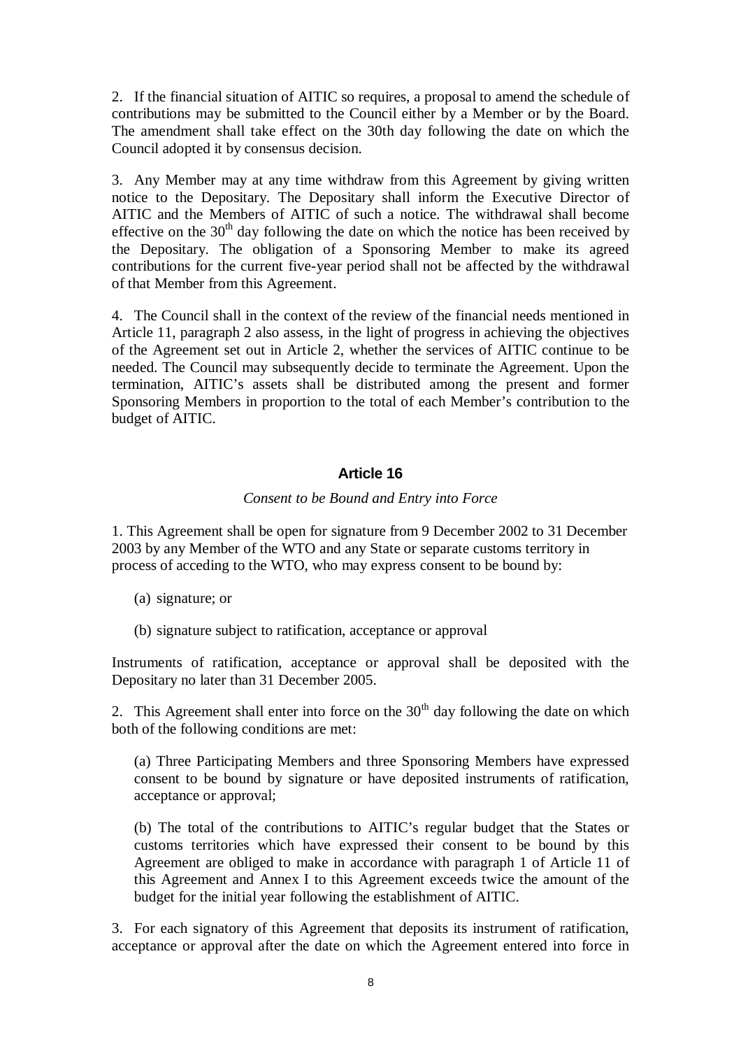2. If the financial situation of AITIC so requires, a proposal to amend the schedule of contributions may be submitted to the Council either by a Member or by the Board. The amendment shall take effect on the 30th day following the date on which the Council adopted it by consensus decision.

3. Any Member may at any time withdraw from this Agreement by giving written notice to the Depositary. The Depositary shall inform the Executive Director of AITIC and the Members of AITIC of such a notice. The withdrawal shall become effective on the 30th day following the date on which the notice has been received by the Depositary. The obligation of a Sponsoring Member to make its agreed contributions for the current five-year period shall not be affected by the withdrawal of that Member from this Agreement.

4. The Council shall in the context of the review of the financial needs mentioned in Article 11, paragraph 2 also assess, in the light of progress in achieving the objectives of the Agreement set out in Article 2, whether the services of AITIC continue to be needed. The Council may subsequently decide to terminate the Agreement. Upon the termination, AITIC's assets shall be distributed among the present and former Sponsoring Members in proportion to the total of each Member's contribution to the budget of AITIC.

## Article 16

*Consent to be Bound and Entry into Force*

1. This Agreement shall be open for signature from 9 December 2002 to 31 December 2003 by any Member of the WTO and any State or separate customs territory in process of acceding to the WTO, who may express consent to be bound by:

(a) signature; or

(b) signature subject to ratification, acceptance or approval

Instruments of ratification, acceptance or approval shall be deposited with the Depositary no later than 31 December 2005.

2. This Agreement shall enter into force on the 30th day following the date on which both of the following conditions are met:

(a) Three Participating Members and three Sponsoring Members have expressed consent to be bound by signature or have deposited instruments of ratification, acceptance or approval;

(b) The total of the contributions to AITIC's regular budget that the States or customs territories which have expressed their consent to be bound by this Agreement are obliged to make in accordance with paragraph 1 of Article 11 of this Agreement and Annex I to this Agreement exceeds twice the amount of the budget for the initial year following the establishment of AITIC.

3. For each signatory of this Agreement that deposits its instrument of ratification, acceptance or approval after the date on which the Agreement entered into force in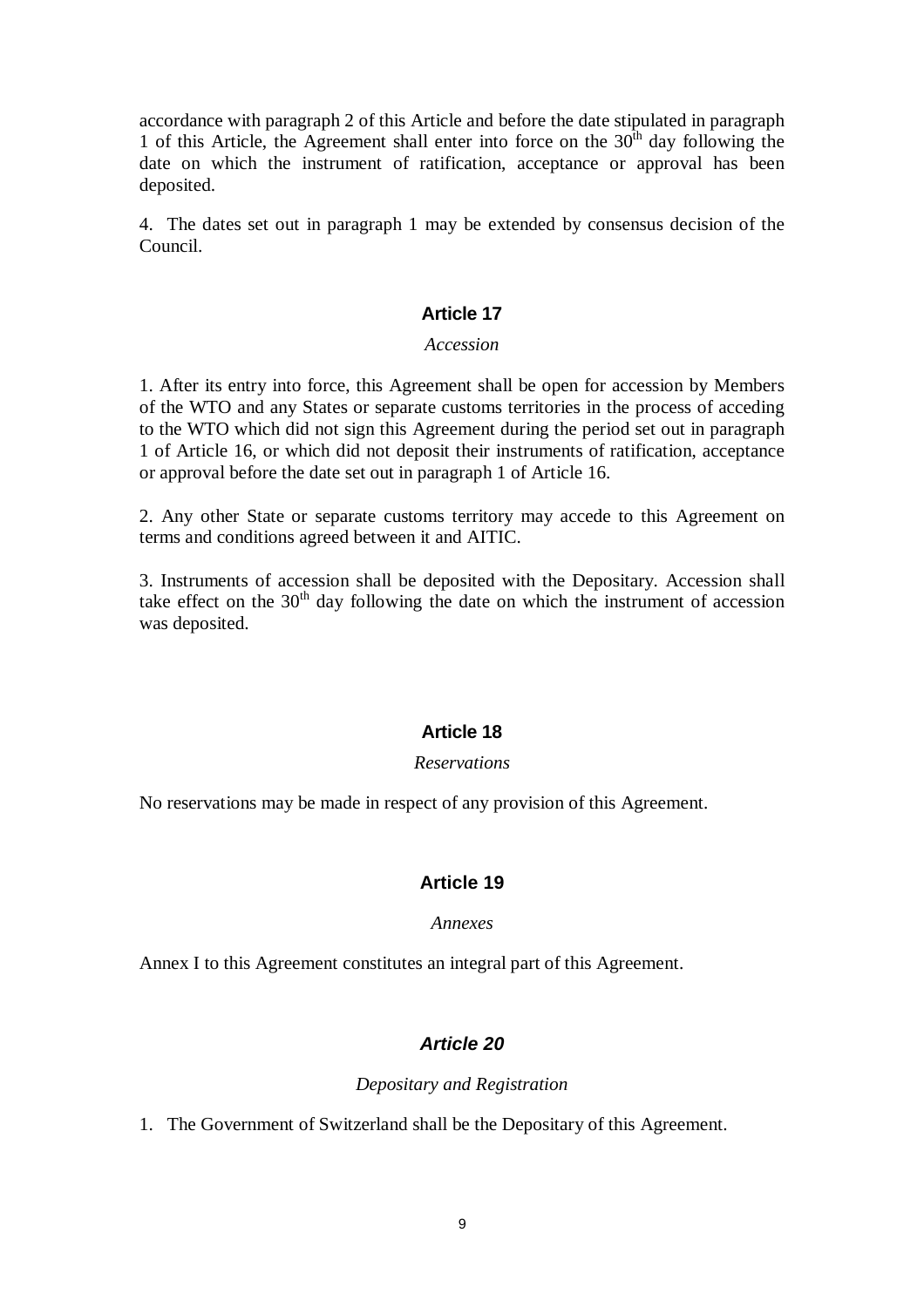accordance with paragraph 2 of this Article and before the date stipulated in paragraph 1 of this Article, the Agreement shall enter into force on the 30th day following the date on which the instrument of ratification, acceptance or approval has been deposited.

4. The dates set out in paragraph 1 may be extended by consensus decision of the Council.

## Article 17

*Accession*

1. After its entry into force, this Agreement shall be open for accession by Members of the WTO and any States or separate customs territories in the process of acceding to the WTO which did not sign this Agreement during the period set out in paragraph 1 of Article 16, or which did not deposit their instruments of ratification, acceptance or approval before the date set out in paragraph 1 of Article 16.

2. Any other State or separate customs territory may accede to this Agreement on terms and conditions agreed between it and AITIC.

3. Instruments of accession shall be deposited with the Depositary. Accession shall take effect on the 30th day following the date on which the instrument of accession was deposited.

## Article 18

*Reservations*

No reservations may be made in respect of any provision of this Agreement.

## Article 19

*Annexes*

Annex I to this Agreement constitutes an integral part of this Agreement.

## *Article 20*

*Depositary and Registration*

1. The Government of Switzerland shall be the Depositary of this Agreement.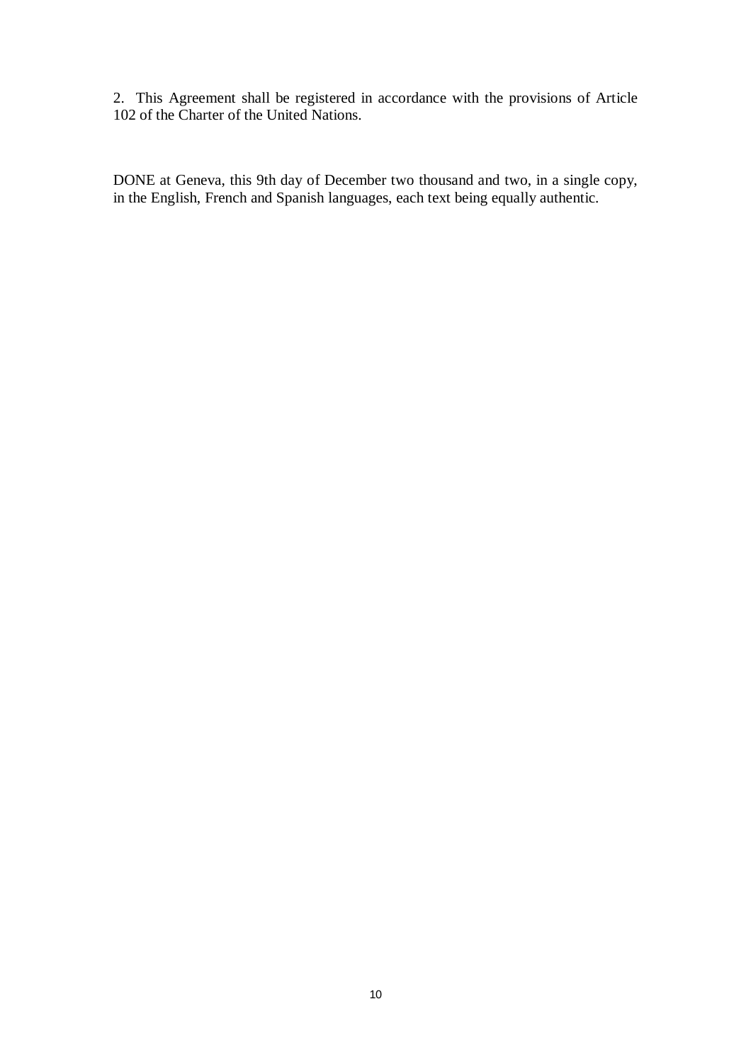2. This Agreement shall be registered in accordance with the provisions of Article 102 of the Charter of the United Nations.

DONE at Geneva, this 9th day of December two thousand and two, in a single copy, in the English, French and Spanish languages, each text being equally authentic.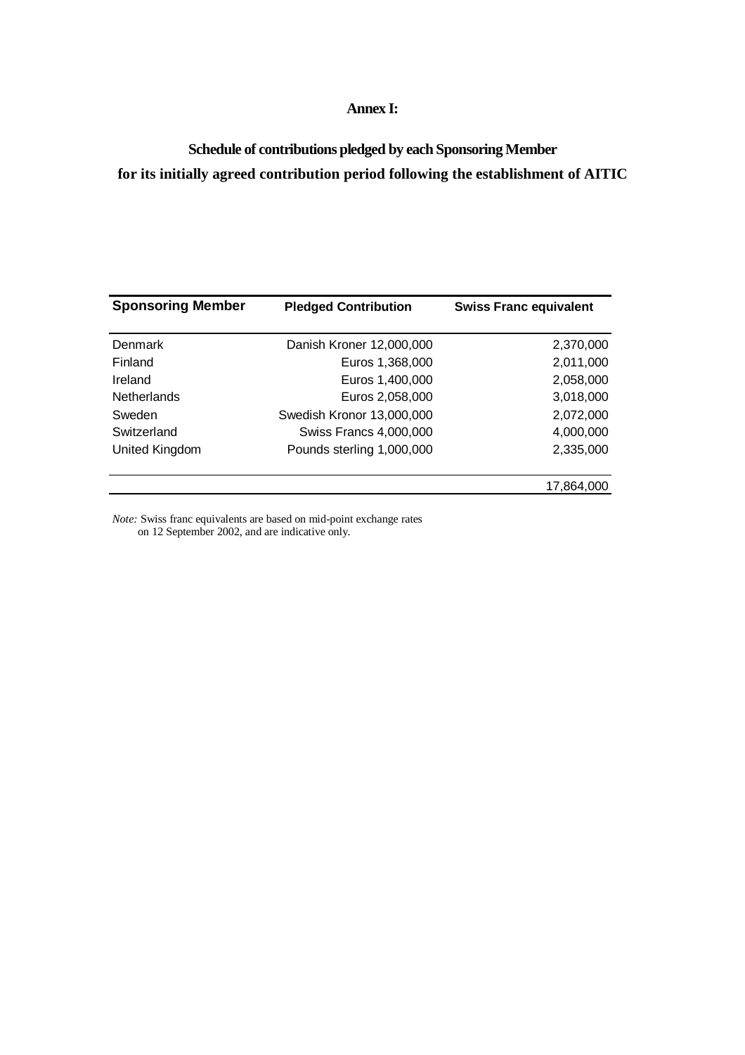**Annex I:**

**Schedule of contributions pledged by each Sponsoring Member for its initially agreed contribution period following the establishment of AITIC**

| Sponsoring Member | Pledged Contribution | Swiss Franc equivalent |
|---|---|---|
| Denmark | Danish Kroner 12,000,000 | 2,370,000 |
| Finland | Euros 1,368,000 | 2,011,000 |
| Ireland | Euros 1,400,000 | 2,058,000 |
| Netherlands | Euros 2,058,000 | 3,018,000 |
| Sweden | Swedish Kronor 13,000,000 | 2,072,000 |
| Switzerland | Swiss Francs 4,000,000 | 4,000,000 |
| United Kingdom | Pounds sterling 1,000,000 | 2,335,000 |
| | | 17,864,000 |

*Note:* Swiss franc equivalents are based on mid-point exchange rates on 12 September 2002, and are indicative only.